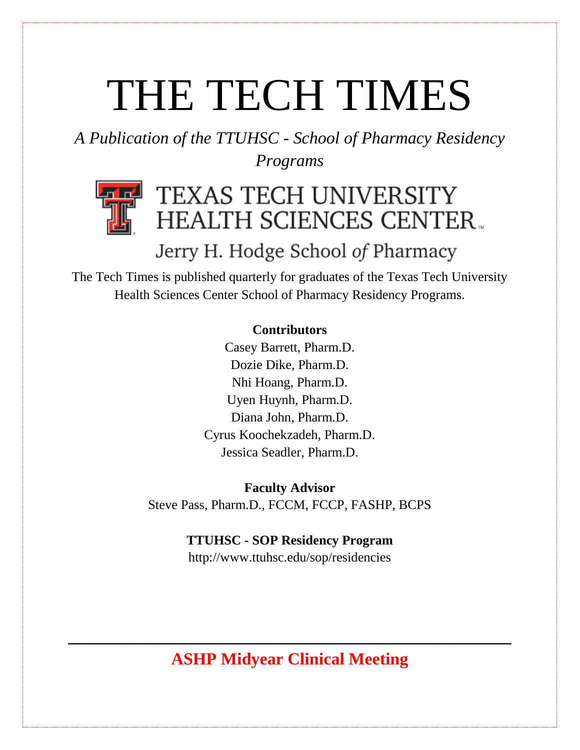# THE TECH TIMES

*A Publication of the TTUHSC - School of Pharmacy Residency Programs*

TEXAS TECH UNIVERSITY HEALTH SCIENCES CENTER™

Jerry H. Hodge School *of* Pharmacy

The Tech Times is published quarterly for graduates of the Texas Tech University Health Sciences Center School of Pharmacy Residency Programs.

**Contributors**

Casey Barrett, Pharm.D.
Dozie Dike, Pharm.D.
Nhi Hoang, Pharm.D.
Uyen Huynh, Pharm.D.
Diana John, Pharm.D.
Cyrus Koochekzadeh, Pharm.D.
Jessica Seadler, Pharm.D.

**Faculty Advisor**

Steve Pass, Pharm.D., FCCM, FCCP, FASHP, BCPS

**TTUHSC - SOP Residency Program**

http://www.ttuhsc.edu/sop/residencies

---

## ASHP Midyear Clinical Meeting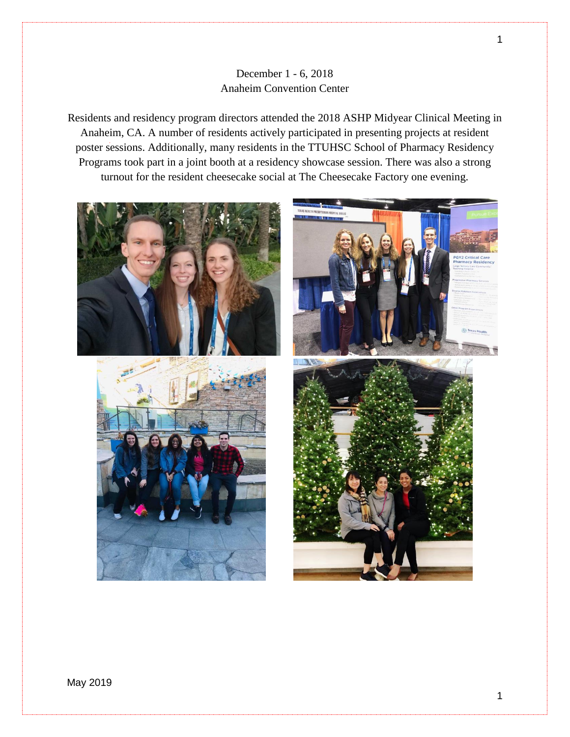December 1 - 6, 2018
Anaheim Convention Center

Residents and residency program directors attended the 2018 ASHP Midyear Clinical Meeting in Anaheim, CA. A number of residents actively participated in presenting projects at resident poster sessions. Additionally, many residents in the TTUHSC School of Pharmacy Residency Programs took part in a joint booth at a residency showcase session. There was also a strong turnout for the resident cheesecake social at The Cheesecake Factory one evening.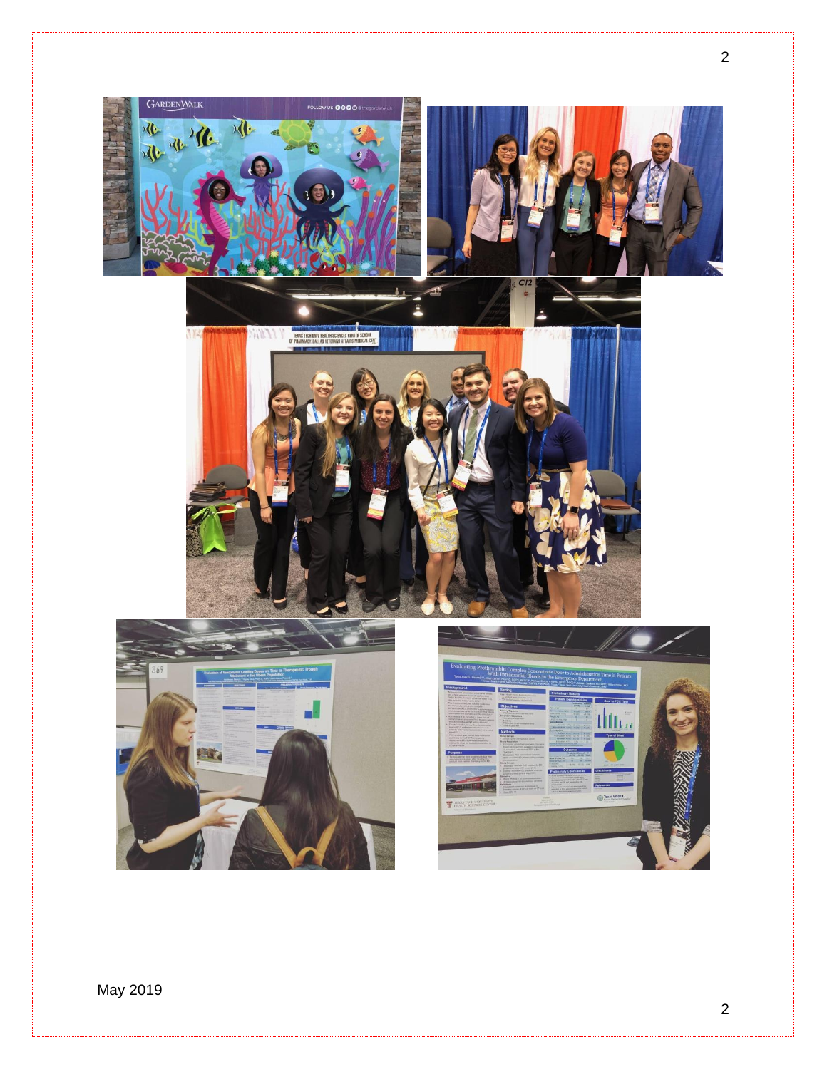May 2019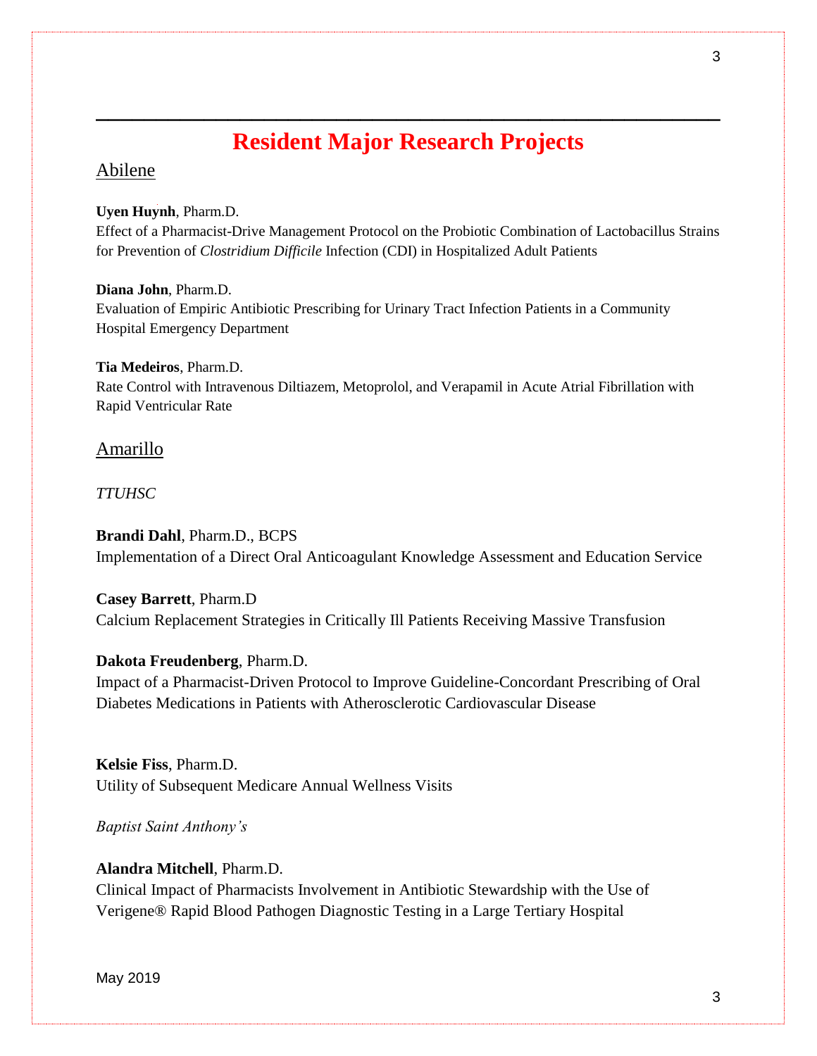# Resident Major Research Projects

## Abilene

**Uyen Huynh**, Pharm.D.
Effect of a Pharmacist-Drive Management Protocol on the Probiotic Combination of Lactobacillus Strains for Prevention of *Clostridium Difficile* Infection (CDI) in Hospitalized Adult Patients

**Diana John**, Pharm.D.
Evaluation of Empiric Antibiotic Prescribing for Urinary Tract Infection Patients in a Community Hospital Emergency Department

**Tia Medeiros**, Pharm.D.
Rate Control with Intravenous Diltiazem, Metoprolol, and Verapamil in Acute Atrial Fibrillation with Rapid Ventricular Rate

## Amarillo

*TTUHSC*

**Brandi Dahl**, Pharm.D., BCPS
Implementation of a Direct Oral Anticoagulant Knowledge Assessment and Education Service

**Casey Barrett**, Pharm.D
Calcium Replacement Strategies in Critically Ill Patients Receiving Massive Transfusion

**Dakota Freudenberg**, Pharm.D.
Impact of a Pharmacist-Driven Protocol to Improve Guideline-Concordant Prescribing of Oral Diabetes Medications in Patients with Atherosclerotic Cardiovascular Disease

**Kelsie Fiss**, Pharm.D.
Utility of Subsequent Medicare Annual Wellness Visits

*Baptist Saint Anthony's*

**Alandra Mitchell**, Pharm.D.
Clinical Impact of Pharmacists Involvement in Antibiotic Stewardship with the Use of Verigene® Rapid Blood Pathogen Diagnostic Testing in a Large Tertiary Hospital

May 2019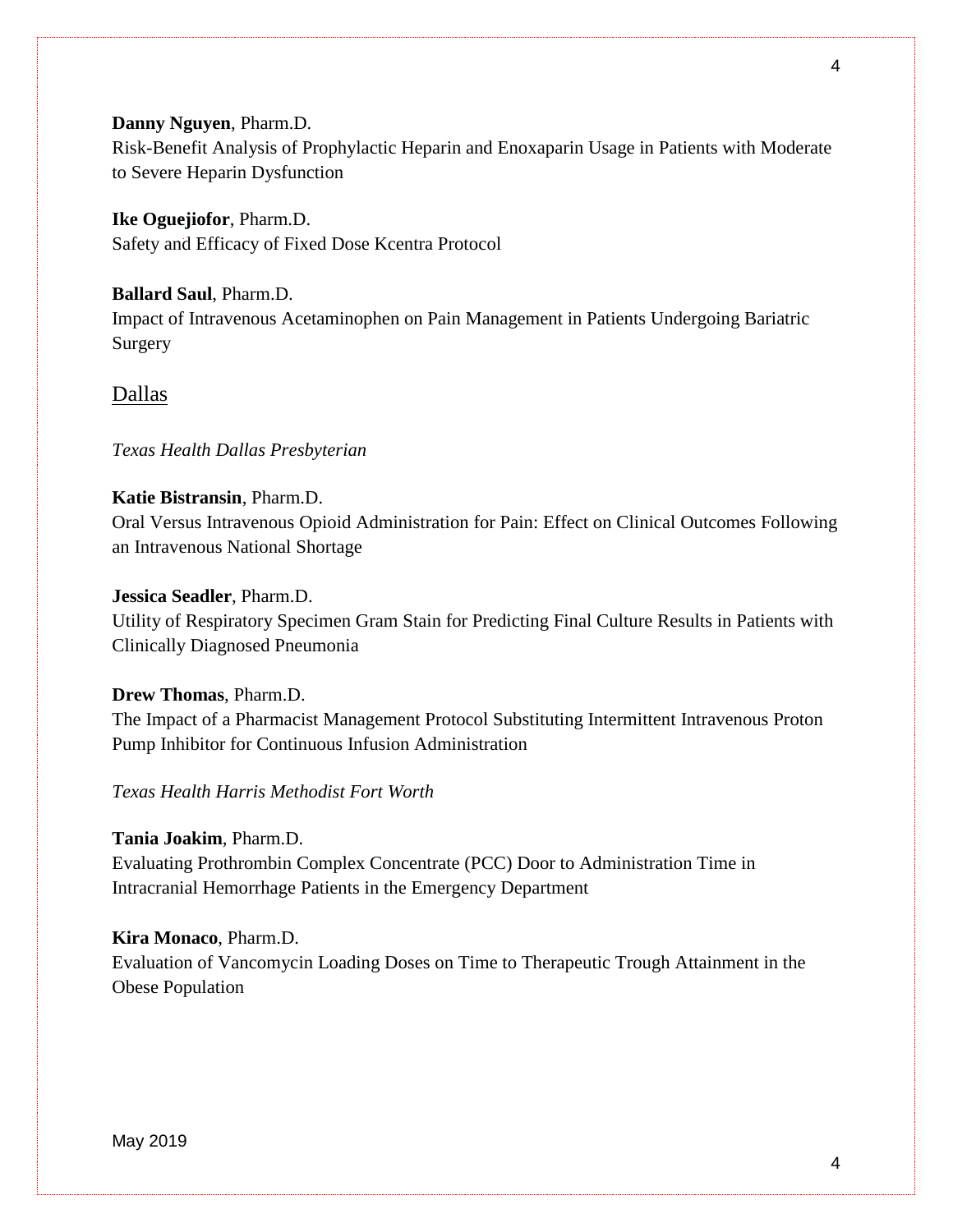**Danny Nguyen**, Pharm.D.
Risk-Benefit Analysis of Prophylactic Heparin and Enoxaparin Usage in Patients with Moderate to Severe Heparin Dysfunction

**Ike Oguejiofor**, Pharm.D.
Safety and Efficacy of Fixed Dose Kcentra Protocol

**Ballard Saul**, Pharm.D.
Impact of Intravenous Acetaminophen on Pain Management in Patients Undergoing Bariatric Surgery

## Dallas

*Texas Health Dallas Presbyterian*

**Katie Bistransin**, Pharm.D.
Oral Versus Intravenous Opioid Administration for Pain: Effect on Clinical Outcomes Following an Intravenous National Shortage

**Jessica Seadler**, Pharm.D.
Utility of Respiratory Specimen Gram Stain for Predicting Final Culture Results in Patients with Clinically Diagnosed Pneumonia

**Drew Thomas**, Pharm.D.
The Impact of a Pharmacist Management Protocol Substituting Intermittent Intravenous Proton Pump Inhibitor for Continuous Infusion Administration

*Texas Health Harris Methodist Fort Worth*

**Tania Joakim**, Pharm.D.
Evaluating Prothrombin Complex Concentrate (PCC) Door to Administration Time in Intracranial Hemorrhage Patients in the Emergency Department

**Kira Monaco**, Pharm.D.
Evaluation of Vancomycin Loading Doses on Time to Therapeutic Trough Attainment in the Obese Population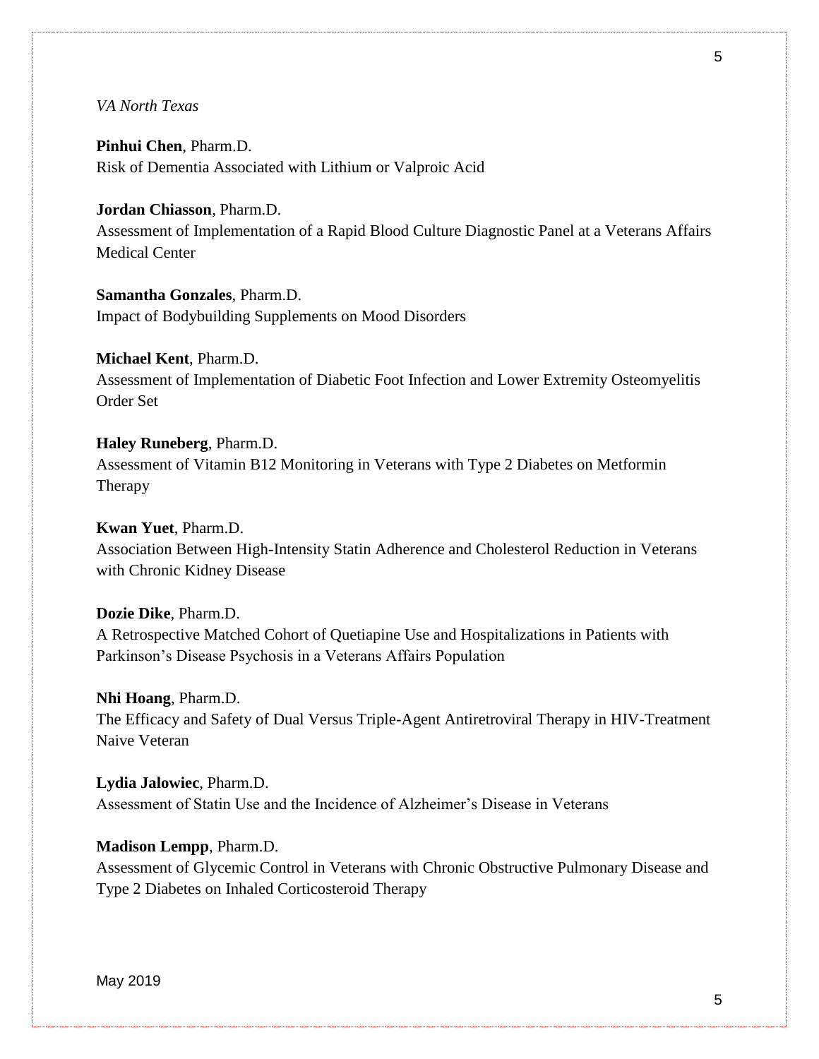*VA North Texas*

**Pinhui Chen**, Pharm.D.
Risk of Dementia Associated with Lithium or Valproic Acid

**Jordan Chiasson**, Pharm.D.
Assessment of Implementation of a Rapid Blood Culture Diagnostic Panel at a Veterans Affairs Medical Center

**Samantha Gonzales**, Pharm.D.
Impact of Bodybuilding Supplements on Mood Disorders

**Michael Kent**, Pharm.D.
Assessment of Implementation of Diabetic Foot Infection and Lower Extremity Osteomyelitis Order Set

**Haley Runeberg**, Pharm.D.
Assessment of Vitamin B12 Monitoring in Veterans with Type 2 Diabetes on Metformin Therapy

**Kwan Yuet**, Pharm.D.
Association Between High-Intensity Statin Adherence and Cholesterol Reduction in Veterans with Chronic Kidney Disease

**Dozie Dike**, Pharm.D.
A Retrospective Matched Cohort of Quetiapine Use and Hospitalizations in Patients with Parkinson's Disease Psychosis in a Veterans Affairs Population

**Nhi Hoang**, Pharm.D.
The Efficacy and Safety of Dual Versus Triple-Agent Antiretroviral Therapy in HIV-Treatment Naive Veteran

**Lydia Jalowiec**, Pharm.D.
Assessment of Statin Use and the Incidence of Alzheimer's Disease in Veterans

**Madison Lempp**, Pharm.D.
Assessment of Glycemic Control in Veterans with Chronic Obstructive Pulmonary Disease and Type 2 Diabetes on Inhaled Corticosteroid Therapy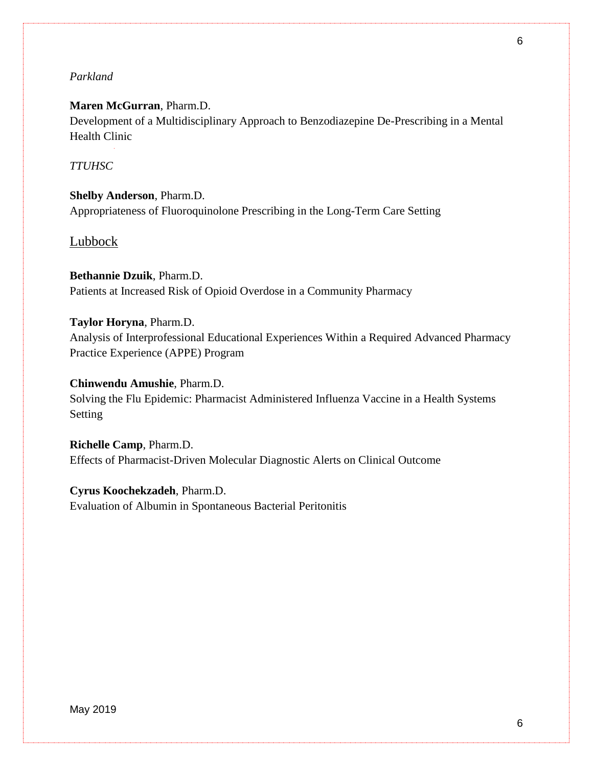*Parkland*

**Maren McGurran**, Pharm.D.
Development of a Multidisciplinary Approach to Benzodiazepine De-Prescribing in a Mental Health Clinic

*TTUHSC*

**Shelby Anderson**, Pharm.D.
Appropriateness of Fluoroquinolone Prescribing in the Long-Term Care Setting

<u>Lubbock</u>

**Bethannie Dzuik**, Pharm.D.
Patients at Increased Risk of Opioid Overdose in a Community Pharmacy

**Taylor Horyna**, Pharm.D.
Analysis of Interprofessional Educational Experiences Within a Required Advanced Pharmacy Practice Experience (APPE) Program

**Chinwendu Amushie**, Pharm.D.
Solving the Flu Epidemic: Pharmacist Administered Influenza Vaccine in a Health Systems Setting

**Richelle Camp**, Pharm.D.
Effects of Pharmacist-Driven Molecular Diagnostic Alerts on Clinical Outcome

**Cyrus Koochekzadeh**, Pharm.D.
Evaluation of Albumin in Spontaneous Bacterial Peritonitis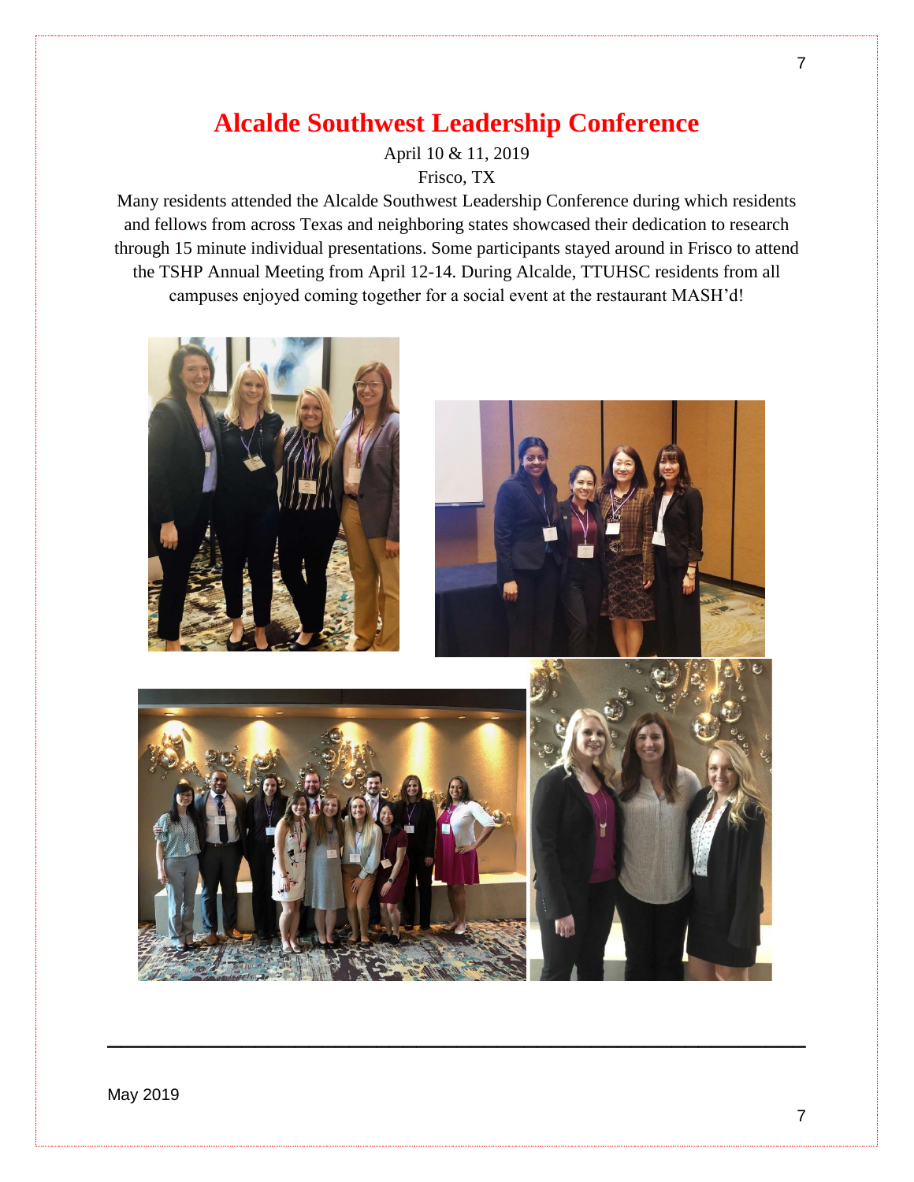# Alcalde Southwest Leadership Conference

April 10 & 11, 2019

Frisco, TX

Many residents attended the Alcalde Southwest Leadership Conference during which residents and fellows from across Texas and neighboring states showcased their dedication to research through 15 minute individual presentations. Some participants stayed around in Frisco to attend the TSHP Annual Meeting from April 12-14. During Alcalde, TTUHSC residents from all campuses enjoyed coming together for a social event at the restaurant MASH'd!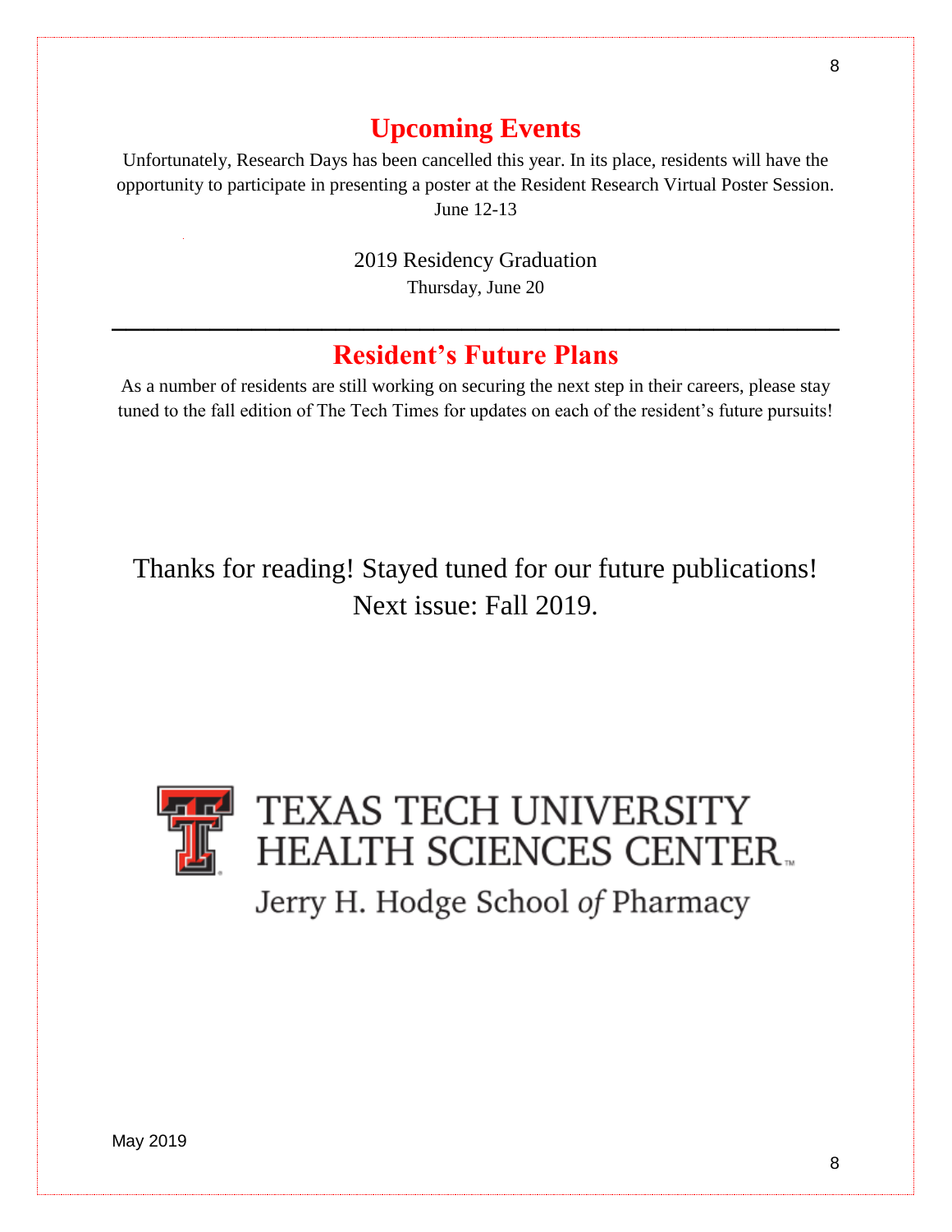## Upcoming Events

Unfortunately, Research Days has been cancelled this year. In its place, residents will have the opportunity to participate in presenting a poster at the Resident Research Virtual Poster Session. June 12-13

2019 Residency Graduation
Thursday, June 20

---

## Resident's Future Plans

As a number of residents are still working on securing the next step in their careers, please stay tuned to the fall edition of The Tech Times for updates on each of the resident's future pursuits!

Thanks for reading! Stayed tuned for our future publications!
Next issue: Fall 2019.

TEXAS TECH UNIVERSITY
HEALTH SCIENCES CENTER.
Jerry H. Hodge School *of* Pharmacy

May 2019